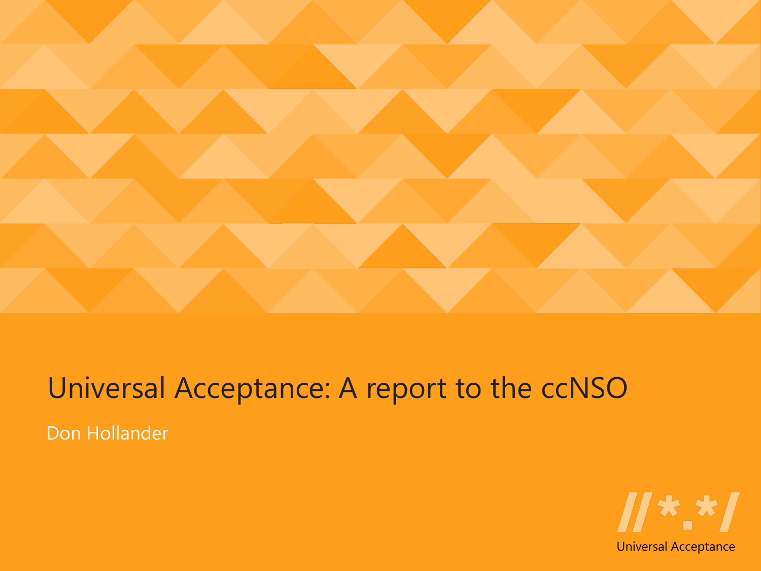# Universal Acceptance: A report to the ccNSO

Don Hollander

//*.*/

Universal Acceptance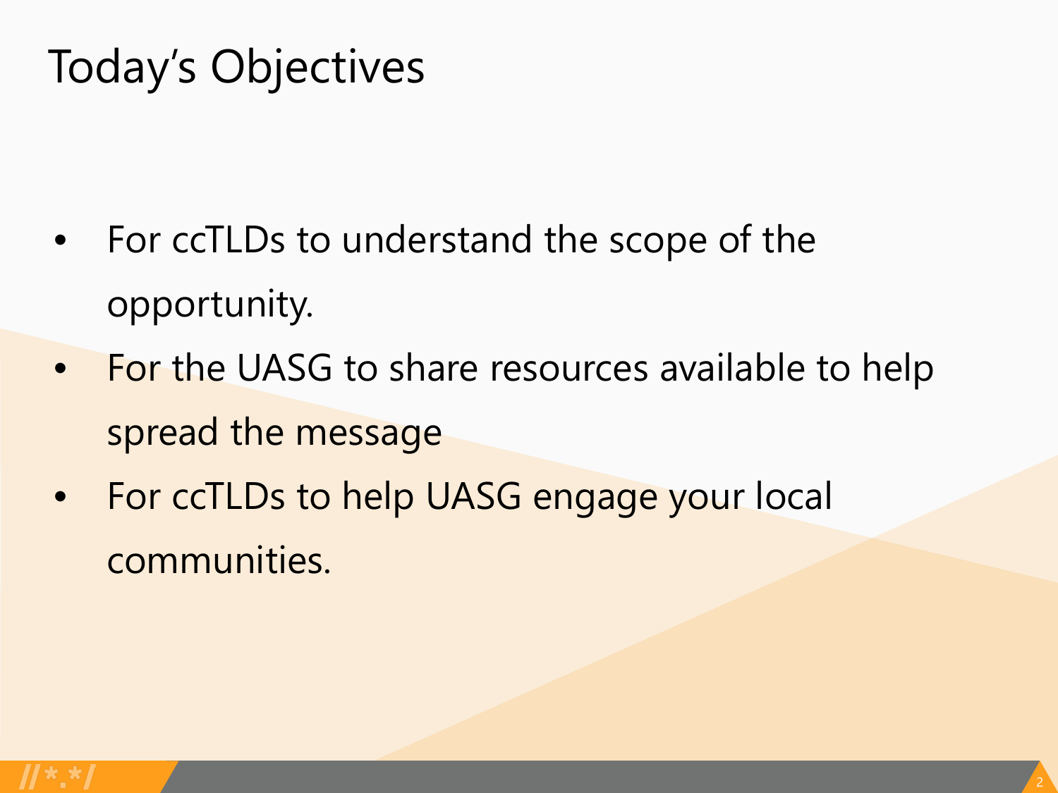# Today's Objectives

- For ccTLDs to understand the scope of the opportunity.
- For the UASG to share resources available to help spread the message
- For ccTLDs to help UASG engage your local communities.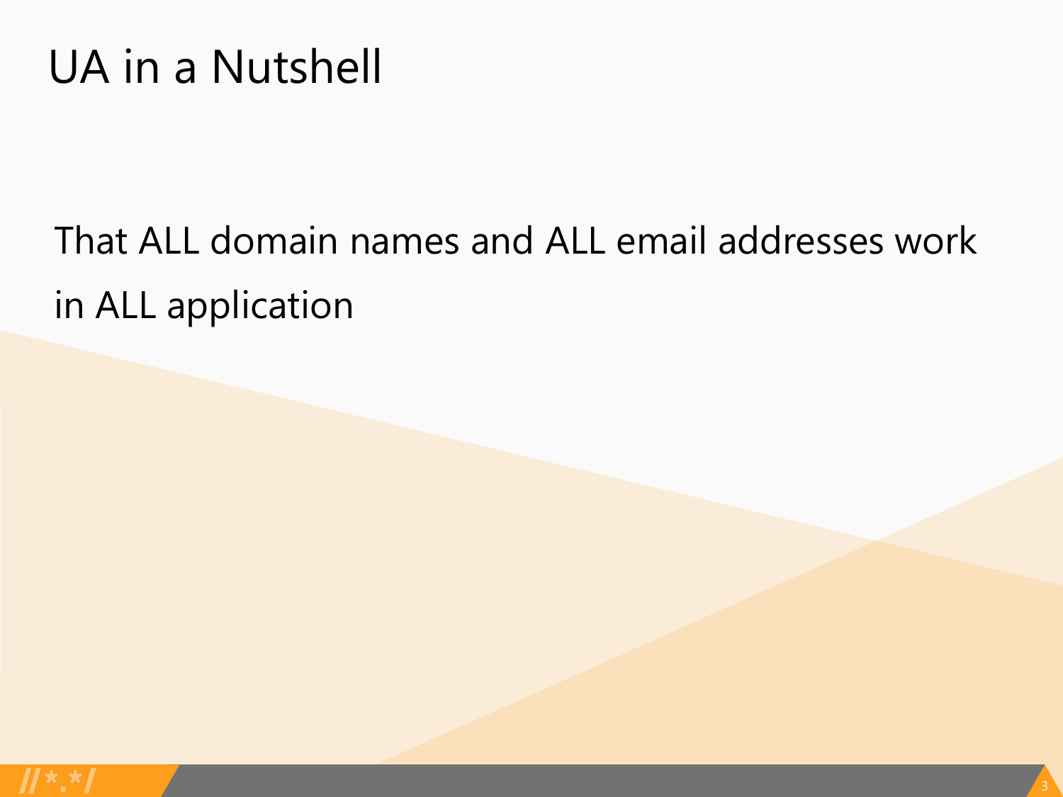# UA in a Nutshell

That ALL domain names and ALL email addresses work in ALL application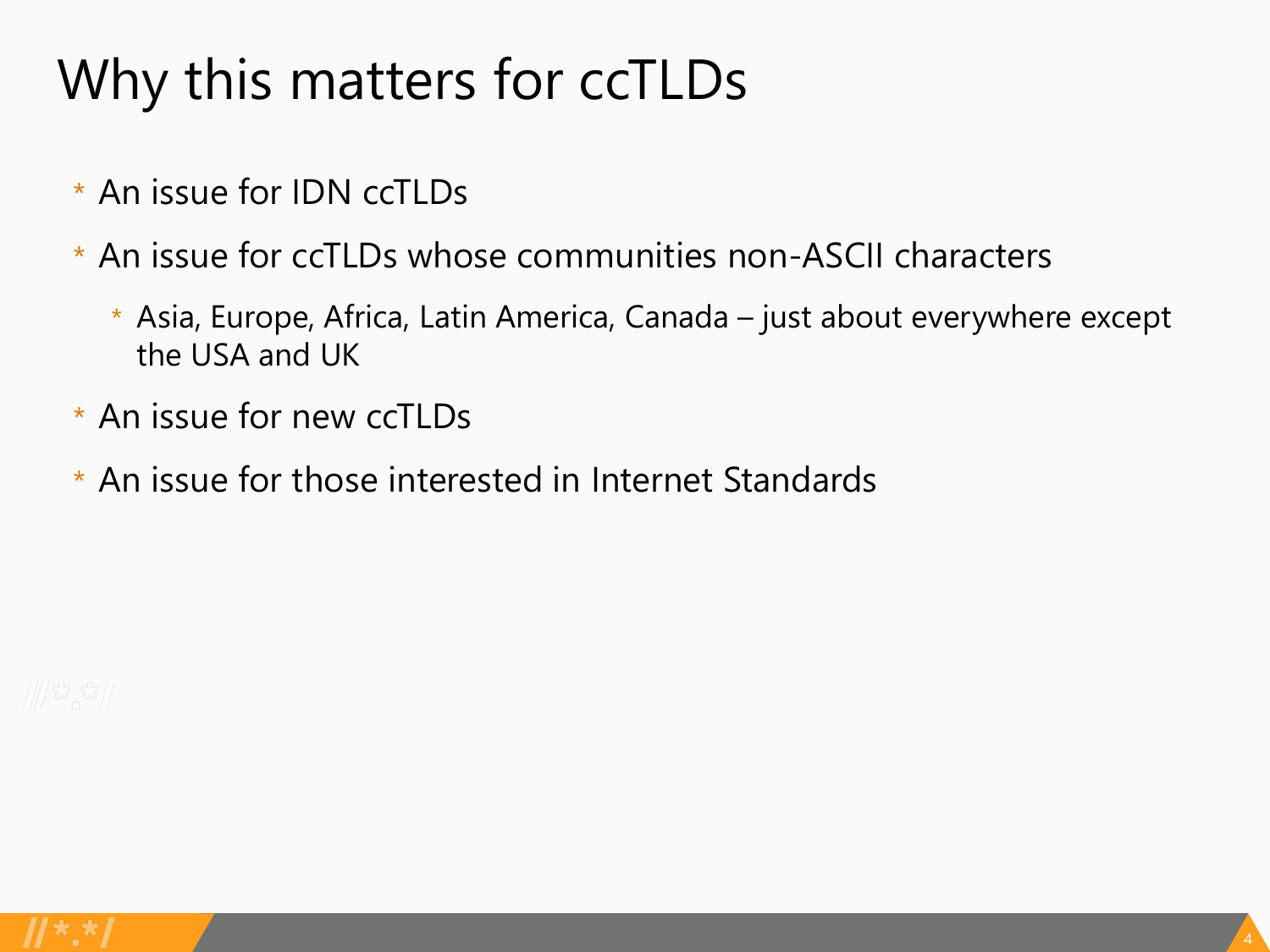# Why this matters for ccTLDs

- An issue for IDN ccTLDs
- An issue for ccTLDs whose communities non-ASCII characters
  - Asia, Europe, Africa, Latin America, Canada – just about everywhere except the USA and UK
- An issue for new ccTLDs
- An issue for those interested in Internet Standards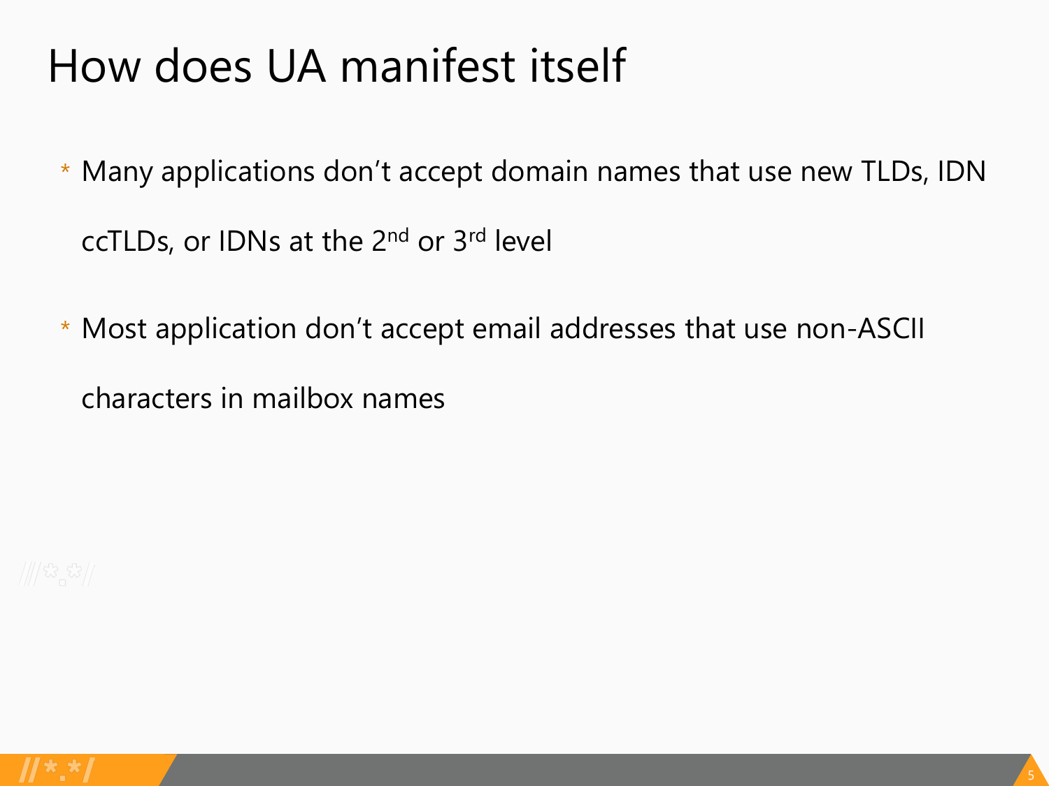# How does UA manifest itself

- Many applications don't accept domain names that use new TLDs, IDN ccTLDs, or IDNs at the 2nd or 3rd level
- Most application don't accept email addresses that use non-ASCII characters in mailbox names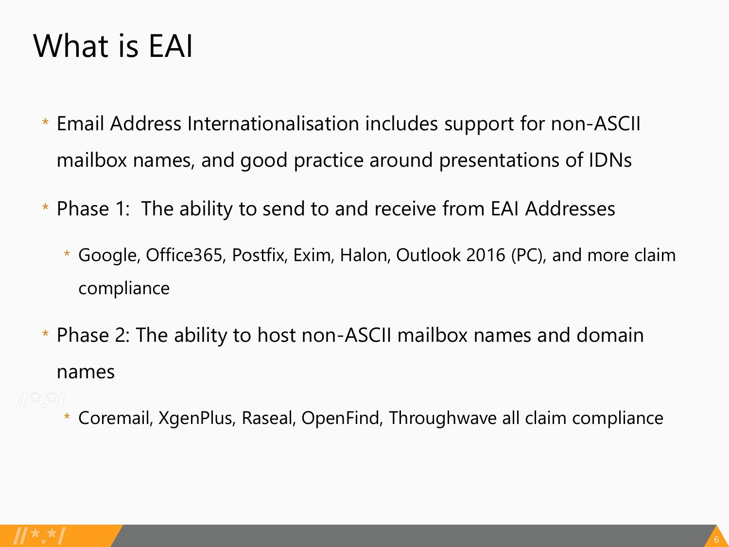# What is EAI

- Email Address Internationalisation includes support for non-ASCII mailbox names, and good practice around presentations of IDNs
- Phase 1: The ability to send to and receive from EAI Addresses
  - Google, Office365, Postfix, Exim, Halon, Outlook 2016 (PC), and more claim compliance
- Phase 2: The ability to host non-ASCII mailbox names and domain names
  - Coremail, XgenPlus, Raseal, OpenFind, Throughwave all claim compliance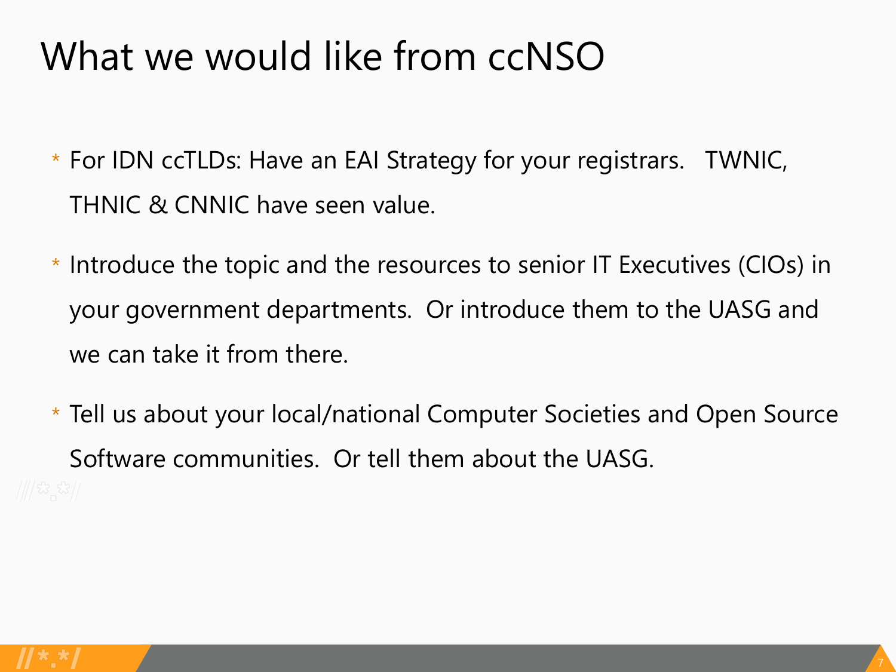# What we would like from ccNSO

- For IDN ccTLDs: Have an EAI Strategy for your registrars. TWNIC, THNIC & CNNIC have seen value.
- Introduce the topic and the resources to senior IT Executives (CIOs) in your government departments. Or introduce them to the UASG and we can take it from there.
- Tell us about your local/national Computer Societies and Open Source Software communities. Or tell them about the UASG.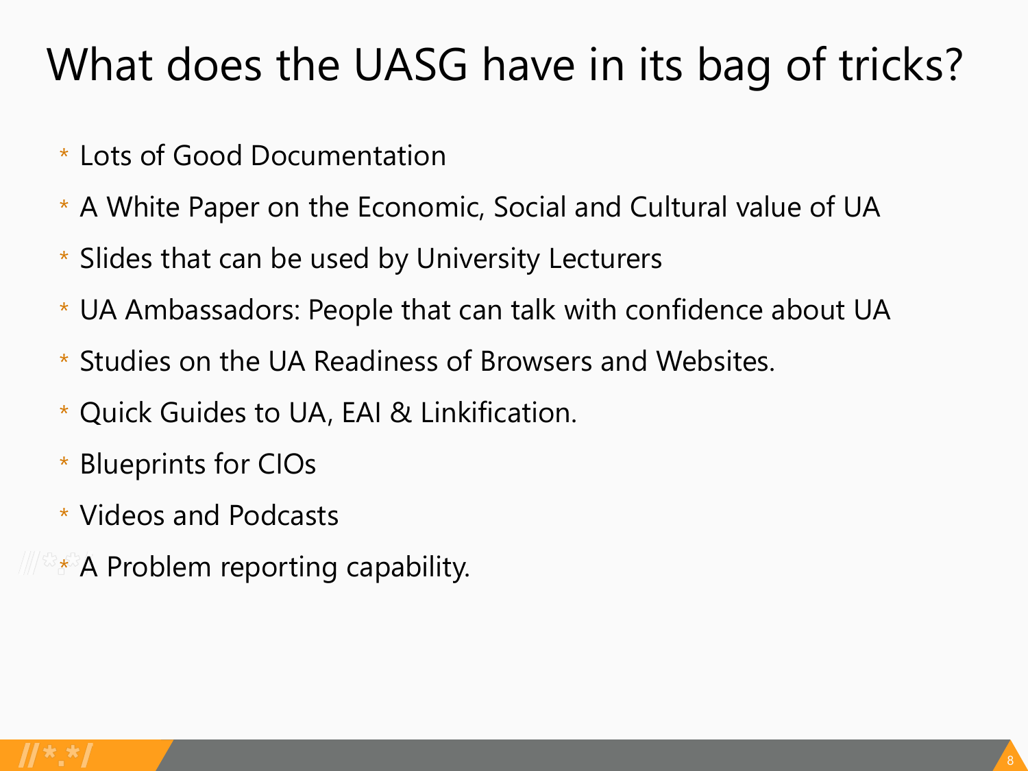# What does the UASG have in its bag of tricks?

- Lots of Good Documentation
- A White Paper on the Economic, Social and Cultural value of UA
- Slides that can be used by University Lecturers
- UA Ambassadors: People that can talk with confidence about UA
- Studies on the UA Readiness of Browsers and Websites.
- Quick Guides to UA, EAI & Linkification.
- Blueprints for CIOs
- Videos and Podcasts
- A Problem reporting capability.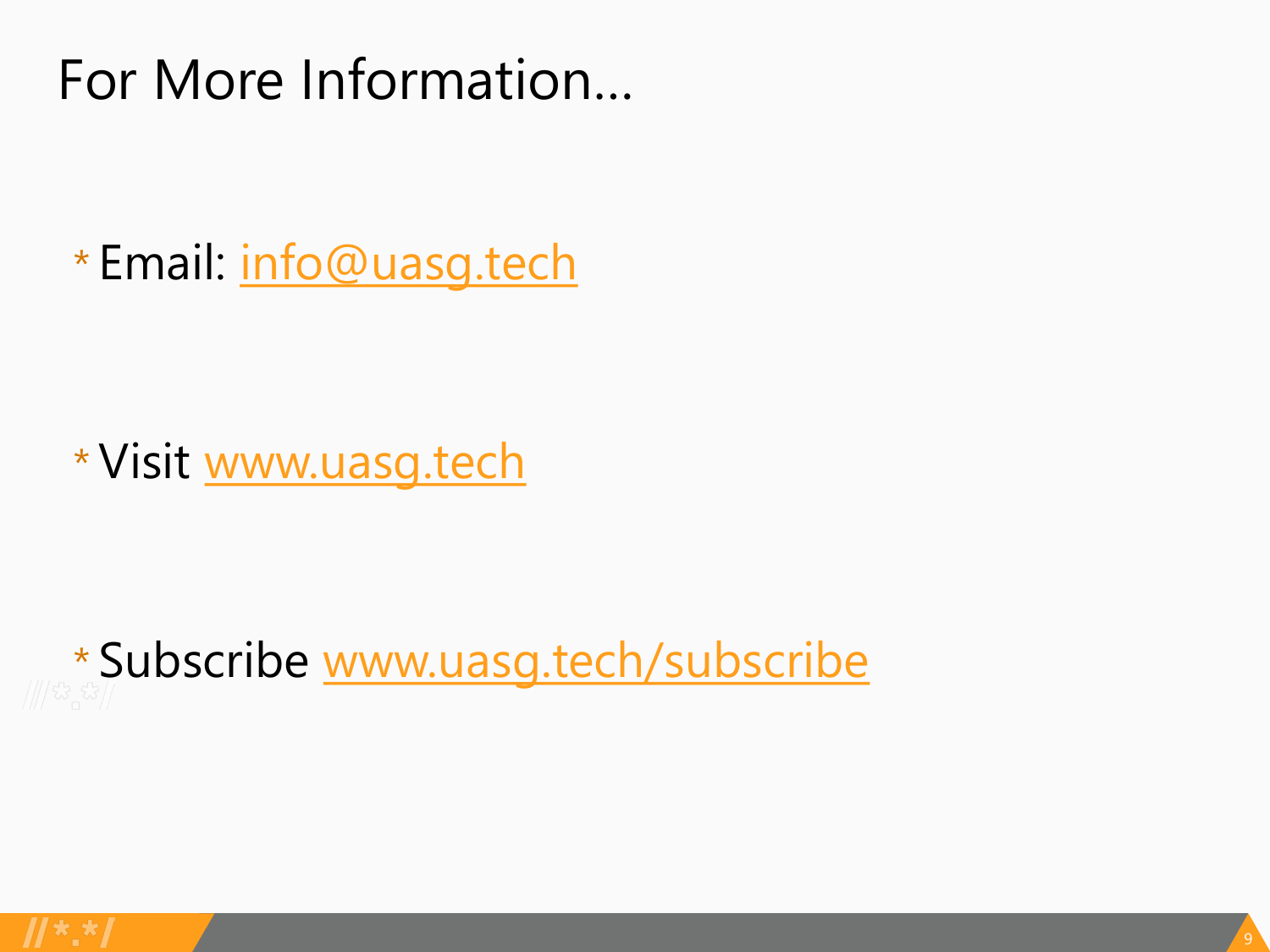# For More Information…

- Email: info@uasg.tech

- Visit www.uasg.tech

- Subscribe www.uasg.tech/subscribe